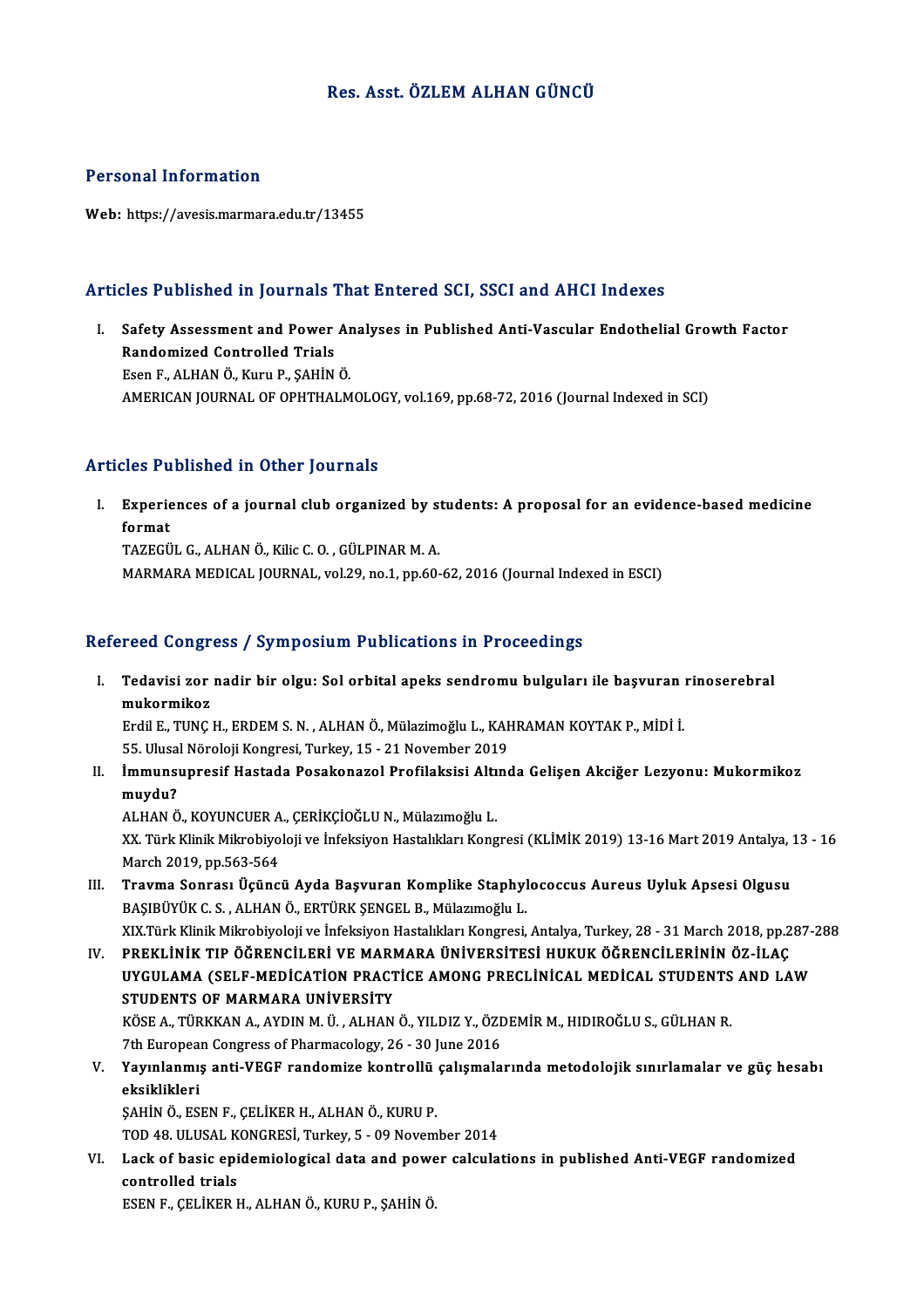# Res. Asst. ÖZLEM ALHAN GÜNCÜ

## Personal Information

**Web:** https://avesis.marmara.edu.tr/13455

## Articles Published in Journals That Entered SCI, SSCI and AHCI Indexes

I. **Safety Assessment and Power Analyses in Published Anti-Vascular Endothelial Growth Factor Randomized Controlled Trials**
   Esen F., ALHAN Ö., Kuru P., ŞAHİN Ö.
   AMERICAN JOURNAL OF OPHTHALMOLOGY, vol.169, pp.68-72, 2016 (Journal Indexed in SCI)

## Articles Published in Other Journals

I. **Experiences of a journal club organized by students: A proposal for an evidence-based medicine format**
   TAZEGÜL G., ALHAN Ö., Kilic C. O. , GÜLPINAR M. A.
   MARMARA MEDICAL JOURNAL, vol.29, no.1, pp.60-62, 2016 (Journal Indexed in ESCI)

## Refereed Congress / Symposium Publications in Proceedings

I. **Tedavisi zor nadir bir olgu: Sol orbital apeks sendromu bulguları ile başvuran rinoserebral mukormikoz**
   Erdil E., TUNÇ H., ERDEM S. N. , ALHAN Ö., Mülazimoğlu L., KAHRAMAN KOYTAK P., MİDİ İ.
   55. Ulusal Nöroloji Kongresi, Turkey, 15 - 21 November 2019

II. **İmmunsupresif Hastada Posakonazol Profilaksisi Altında Gelişen Akciğer Lezyonu: Mukormikoz muydu?**
   ALHAN Ö., KOYUNCUER A., ÇERİKÇİOĞLU N., Mülazımoğlu L.
   XX. Türk Klinik Mikrobiyoloji ve İnfeksiyon Hastalıkları Kongresi (KLİMİK 2019) 13-16 Mart 2019 Antalya, 13 - 16 March 2019, pp.563-564

III. **Travma Sonrası Üçüncü Ayda Başvuran Komplike Staphylococcus Aureus Uyluk Apsesi Olgusu**
   BAŞIBÜYÜK C. S. , ALHAN Ö., ERTÜRK ŞENGEL B., Mülazımoğlu L.
   XIX.Türk Klinik Mikrobiyoloji ve İnfeksiyon Hastalıkları Kongresi, Antalya, Turkey, 28 - 31 March 2018, pp.287-288

IV. **PREKLİNİK TIP ÖĞRENCİLERİ VE MARMARA ÜNİVERSİTESİ HUKUK ÖĞRENCİLERİNİN ÖZ-İLAÇ UYGULAMA (SELF-MEDİCATİON PRACTİCE AMONG PRECLİNİCAL MEDİCAL STUDENTS AND LAW STUDENTS OF MARMARA UNİVERSİTY**
   KÖSE A., TÜRKKAN A., AYDIN M. Ü. , ALHAN Ö., YILDIZ Y., ÖZDEMİR M., HIDIROĞLU S., GÜLHAN R.
   7th European Congress of Pharmacology, 26 - 30 June 2016

V. **Yayınlanmış anti-VEGF randomize kontrollü çalışmalarında metodolojik sınırlamalar ve güç hesabı eksiklikleri**
   ŞAHİN Ö., ESEN F., ÇELİKER H., ALHAN Ö., KURU P.
   TOD 48. ULUSAL KONGRESİ, Turkey, 5 - 09 November 2014

VI. **Lack of basic epidemiological data and power calculations in published Anti-VEGF randomized controlled trials**
   ESEN F., ÇELİKER H., ALHAN Ö., KURU P., ŞAHİN Ö.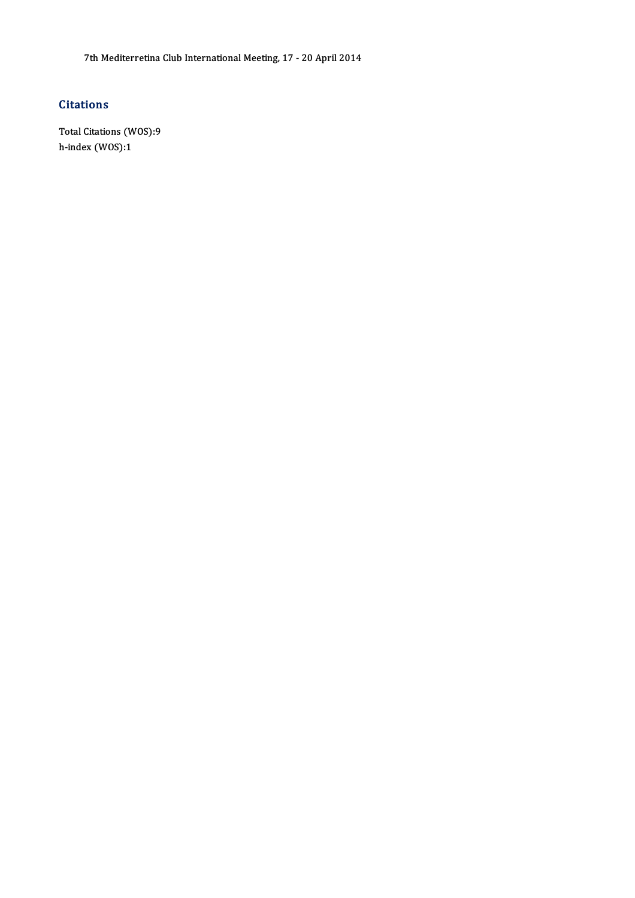7th Mediterretina Club International Meeting, 17 - 20 April 2014

## Citations

Total Citations (WOS):9
h-index (WOS):1